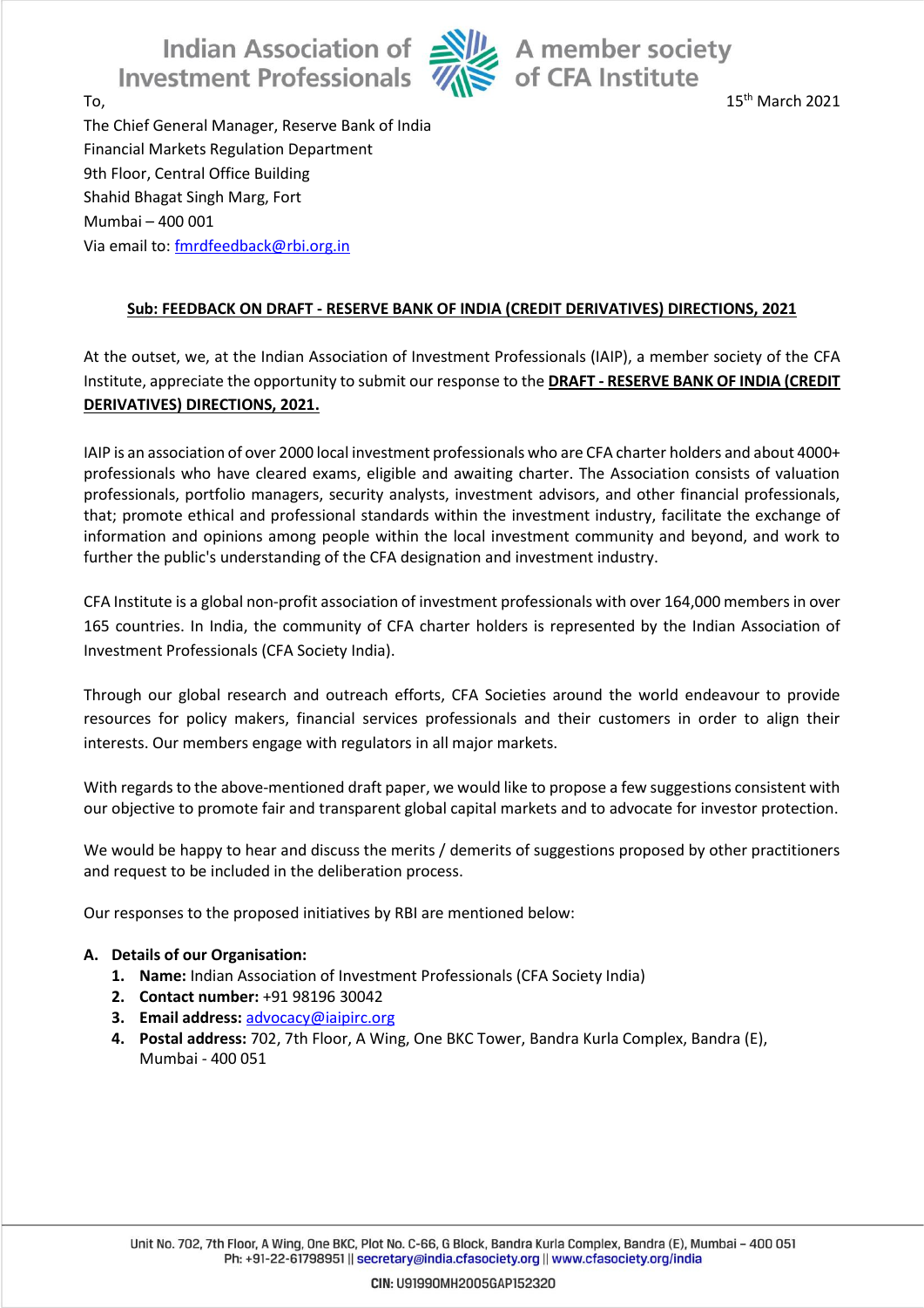Indian Association of Investment Professionals — A member society of CFA Institute

To,

15th March 2021

The Chief General Manager, Reserve Bank of India
Financial Markets Regulation Department
9th Floor, Central Office Building
Shahid Bhagat Singh Marg, Fort
Mumbai – 400 001
Via email to: fmrdfeedback@rbi.org.in

**Sub: FEEDBACK ON DRAFT - RESERVE BANK OF INDIA (CREDIT DERIVATIVES) DIRECTIONS, 2021**

At the outset, we, at the Indian Association of Investment Professionals (IAIP), a member society of the CFA Institute, appreciate the opportunity to submit our response to the **DRAFT - RESERVE BANK OF INDIA (CREDIT DERIVATIVES) DIRECTIONS, 2021.**

IAIP is an association of over 2000 local investment professionals who are CFA charter holders and about 4000+ professionals who have cleared exams, eligible and awaiting charter. The Association consists of valuation professionals, portfolio managers, security analysts, investment advisors, and other financial professionals, that; promote ethical and professional standards within the investment industry, facilitate the exchange of information and opinions among people within the local investment community and beyond, and work to further the public's understanding of the CFA designation and investment industry.

CFA Institute is a global non-profit association of investment professionals with over 164,000 members in over 165 countries. In India, the community of CFA charter holders is represented by the Indian Association of Investment Professionals (CFA Society India).

Through our global research and outreach efforts, CFA Societies around the world endeavour to provide resources for policy makers, financial services professionals and their customers in order to align their interests. Our members engage with regulators in all major markets.

With regards to the above-mentioned draft paper, we would like to propose a few suggestions consistent with our objective to promote fair and transparent global capital markets and to advocate for investor protection.

We would be happy to hear and discuss the merits / demerits of suggestions proposed by other practitioners and request to be included in the deliberation process.

Our responses to the proposed initiatives by RBI are mentioned below:

**A. Details of our Organisation:**

1. **Name:** Indian Association of Investment Professionals (CFA Society India)
2. **Contact number:** +91 98196 30042
3. **Email address:** advocacy@iaipirc.org
4. **Postal address:** 702, 7th Floor, A Wing, One BKC Tower, Bandra Kurla Complex, Bandra (E), Mumbai - 400 051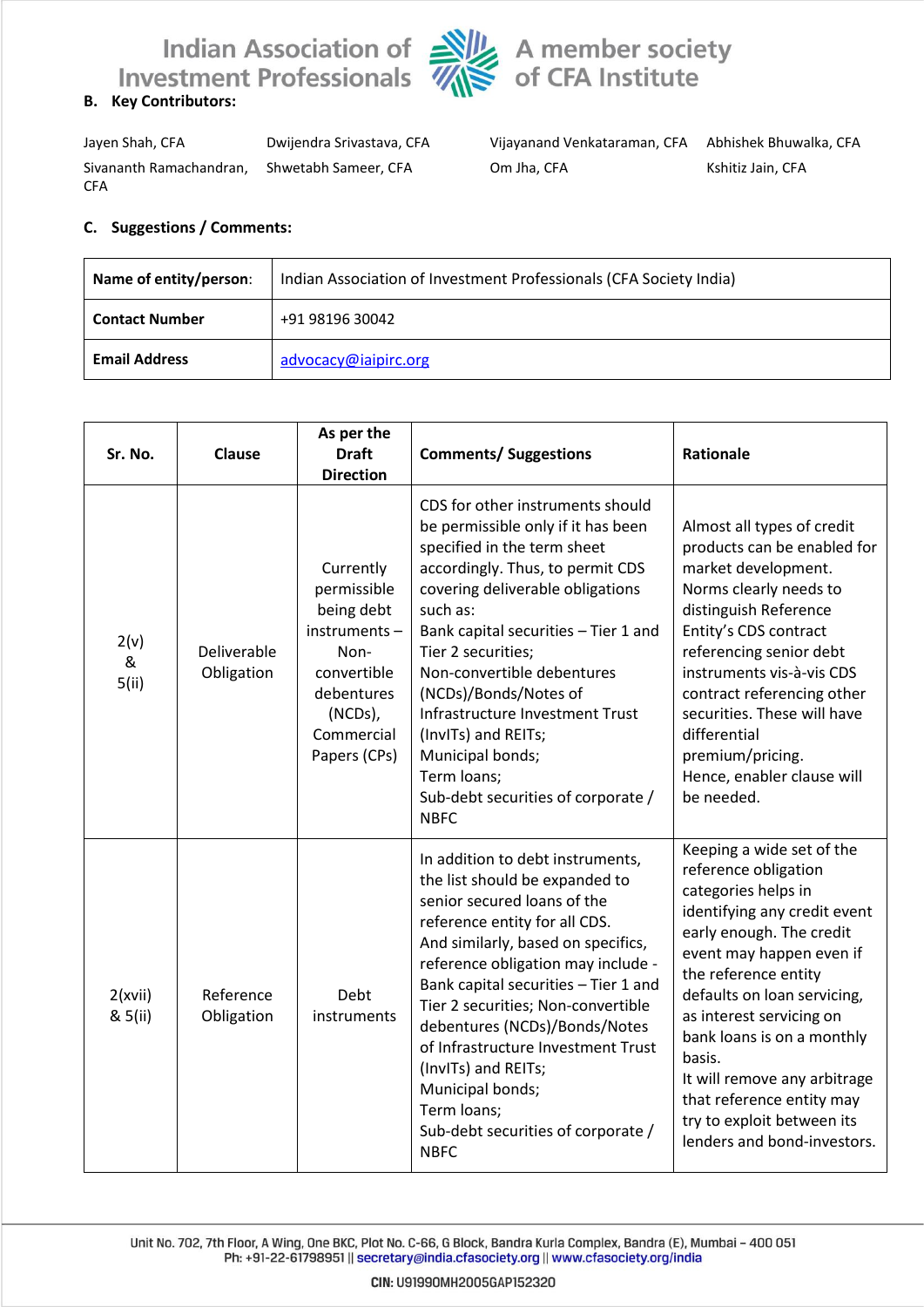## B. Key Contributors:

Jayen Shah, CFA
Dwijendra Srivastava, CFA
Vijayanand Venkataraman, CFA
Abhishek Bhuwalka, CFA
Sivananth Ramachandran, CFA
Shwetabh Sameer, CFA
Om Jha, CFA
Kshitiz Jain, CFA

## C. Suggestions / Comments:

| Name of entity/person: | Indian Association of Investment Professionals (CFA Society India) |
|---|---|
| Contact Number | +91 98196 30042 |
| Email Address | advocacy@iaipirc.org |

| Sr. No. | Clause | As per the Draft Direction | Comments/ Suggestions | Rationale |
|---|---|---|---|---|
| 2(v) & 5(ii) | Deliverable Obligation | Currently permissible being debt instruments – Non-convertible debentures (NCDs), Commercial Papers (CPs) | CDS for other instruments should be permissible only if it has been specified in the term sheet accordingly. Thus, to permit CDS covering deliverable obligations such as:<br>Bank capital securities – Tier 1 and Tier 2 securities;<br>Non-convertible debentures (NCDs)/Bonds/Notes of Infrastructure Investment Trust (InvITs) and REITs;<br>Municipal bonds;<br>Term loans;<br>Sub-debt securities of corporate / NBFC | Almost all types of credit products can be enabled for market development. Norms clearly needs to distinguish Reference Entity's CDS contract referencing senior debt instruments vis-à-vis CDS contract referencing other securities. These will have differential premium/pricing.<br>Hence, enabler clause will be needed. |
| 2(xvii) & 5(ii) | Reference Obligation | Debt instruments | In addition to debt instruments, the list should be expanded to senior secured loans of the reference entity for all CDS.<br>And similarly, based on specifics, reference obligation may include - Bank capital securities – Tier 1 and Tier 2 securities; Non-convertible debentures (NCDs)/Bonds/Notes of Infrastructure Investment Trust (InvITs) and REITs;<br>Municipal bonds;<br>Term loans;<br>Sub-debt securities of corporate / NBFC | Keeping a wide set of the reference obligation categories helps in identifying any credit event early enough. The credit event may happen even if the reference entity defaults on loan servicing, as interest servicing on bank loans is on a monthly basis.<br>It will remove any arbitrage that reference entity may try to exploit between its lenders and bond-investors. |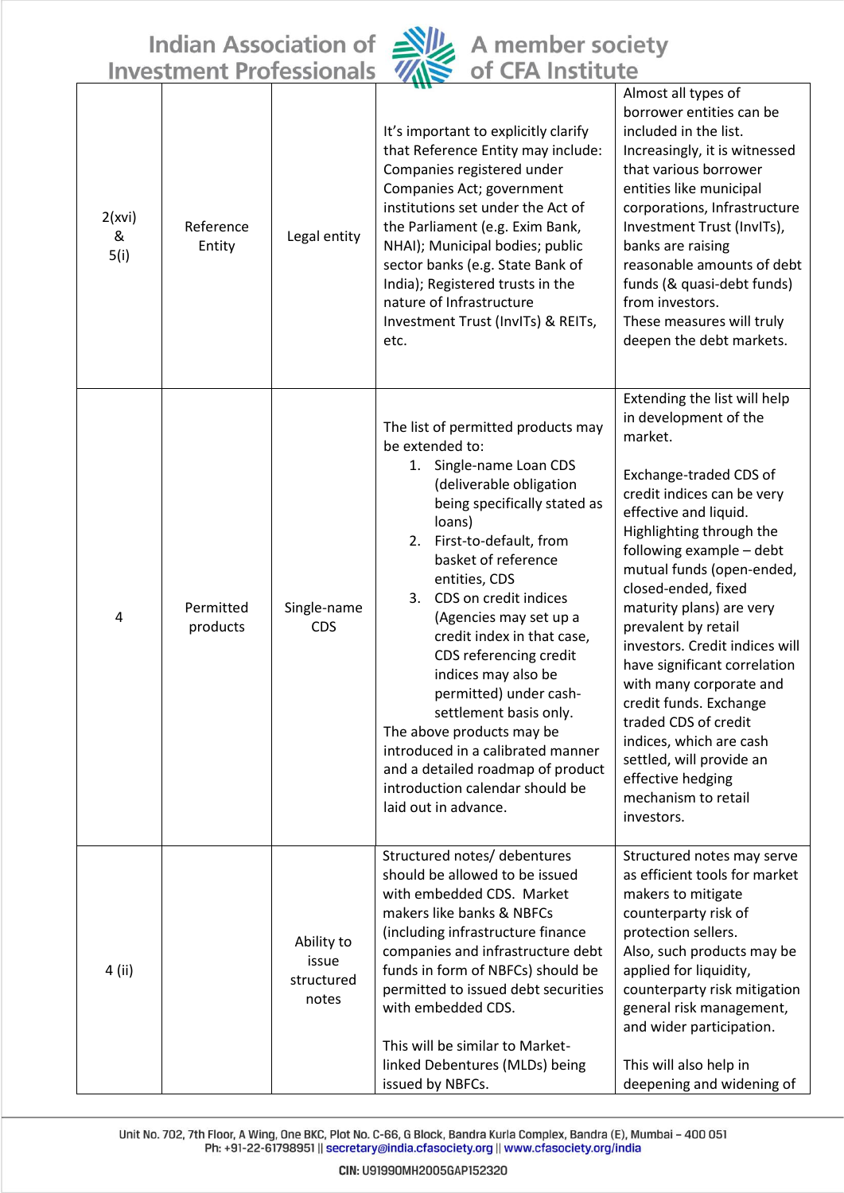| 2(xvi) & 5(i) | Reference Entity | Legal entity | It's important to explicitly clarify that Reference Entity may include: Companies registered under Companies Act; government institutions set under the Act of the Parliament (e.g. Exim Bank, NHAI); Municipal bodies; public sector banks (e.g. State Bank of India); Registered trusts in the nature of Infrastructure Investment Trust (InvITs) & REITs, etc. | Almost all types of borrower entities can be included in the list. Increasingly, it is witnessed that various borrower entities like municipal corporations, Infrastructure Investment Trust (InvITs), banks are raising reasonable amounts of debt funds (& quasi-debt funds) from investors. These measures will truly deepen the debt markets. |
|---|---|---|---|---|
| 4 | Permitted products | Single-name CDS | The list of permitted products may be extended to: 1. Single-name Loan CDS (deliverable obligation being specifically stated as loans) 2. First-to-default, from basket of reference entities, CDS 3. CDS on credit indices (Agencies may set up a credit index in that case, CDS referencing credit indices may also be permitted) under cash-settlement basis only. The above products may be introduced in a calibrated manner and a detailed roadmap of product introduction calendar should be laid out in advance. | Extending the list will help in development of the market. Exchange-traded CDS of credit indices can be very effective and liquid. Highlighting through the following example – debt mutual funds (open-ended, closed-ended, fixed maturity plans) are very prevalent by retail investors. Credit indices will have significant correlation with many corporate and credit funds. Exchange traded CDS of credit indices, which are cash settled, will provide an effective hedging mechanism to retail investors. |
| 4 (ii) | | Ability to issue structured notes | Structured notes/ debentures should be allowed to be issued with embedded CDS. Market makers like banks & NBFCs (including infrastructure finance companies and infrastructure debt funds in form of NBFCs) should be permitted to issued debt securities with embedded CDS. This will be similar to Market-linked Debentures (MLDs) being issued by NBFCs. | Structured notes may serve as efficient tools for market makers to mitigate counterparty risk of protection sellers. Also, such products may be applied for liquidity, counterparty risk mitigation general risk management, and wider participation. This will also help in deepening and widening of |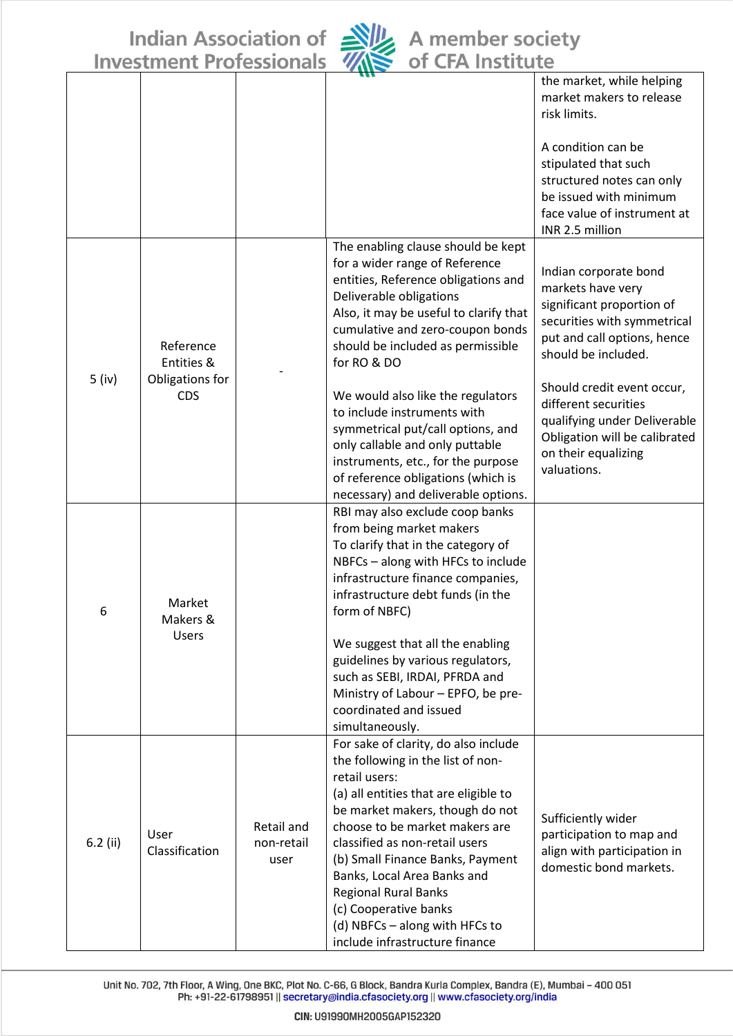| | | | | |
|---|---|---|---|---|
| | | | | the market, while helping market makers to release risk limits.<br><br>A condition can be stipulated that such structured notes can only be issued with minimum face value of instrument at INR 2.5 million |
| 5 (iv) | Reference Entities & Obligations for CDS | - | The enabling clause should be kept for a wider range of Reference entities, Reference obligations and Deliverable obligations<br>Also, it may be useful to clarify that cumulative and zero-coupon bonds should be included as permissible for RO & DO<br><br>We would also like the regulators to include instruments with symmetrical put/call options, and only callable and only puttable instruments, etc., for the purpose of reference obligations (which is necessary) and deliverable options. | Indian corporate bond markets have very significant proportion of securities with symmetrical put and call options, hence should be included.<br><br>Should credit event occur, different securities qualifying under Deliverable Obligation will be calibrated on their equalizing valuations. |
| 6 | Market Makers & Users | | RBI may also exclude coop banks from being market makers<br>To clarify that in the category of NBFCs – along with HFCs to include infrastructure finance companies, infrastructure debt funds (in the form of NBFC)<br><br>We suggest that all the enabling guidelines by various regulators, such as SEBI, IRDAI, PFRDA and Ministry of Labour – EPFO, be pre-coordinated and issued simultaneously. | |
| 6.2 (ii) | User Classification | Retail and non-retail user | For sake of clarity, do also include the following in the list of non-retail users:<br>(a) all entities that are eligible to be market makers, though do not choose to be market makers are classified as non-retail users<br>(b) Small Finance Banks, Payment Banks, Local Area Banks and Regional Rural Banks<br>(c) Cooperative banks<br>(d) NBFCs – along with HFCs to include infrastructure finance | Sufficiently wider participation to map and align with participation in domestic bond markets. |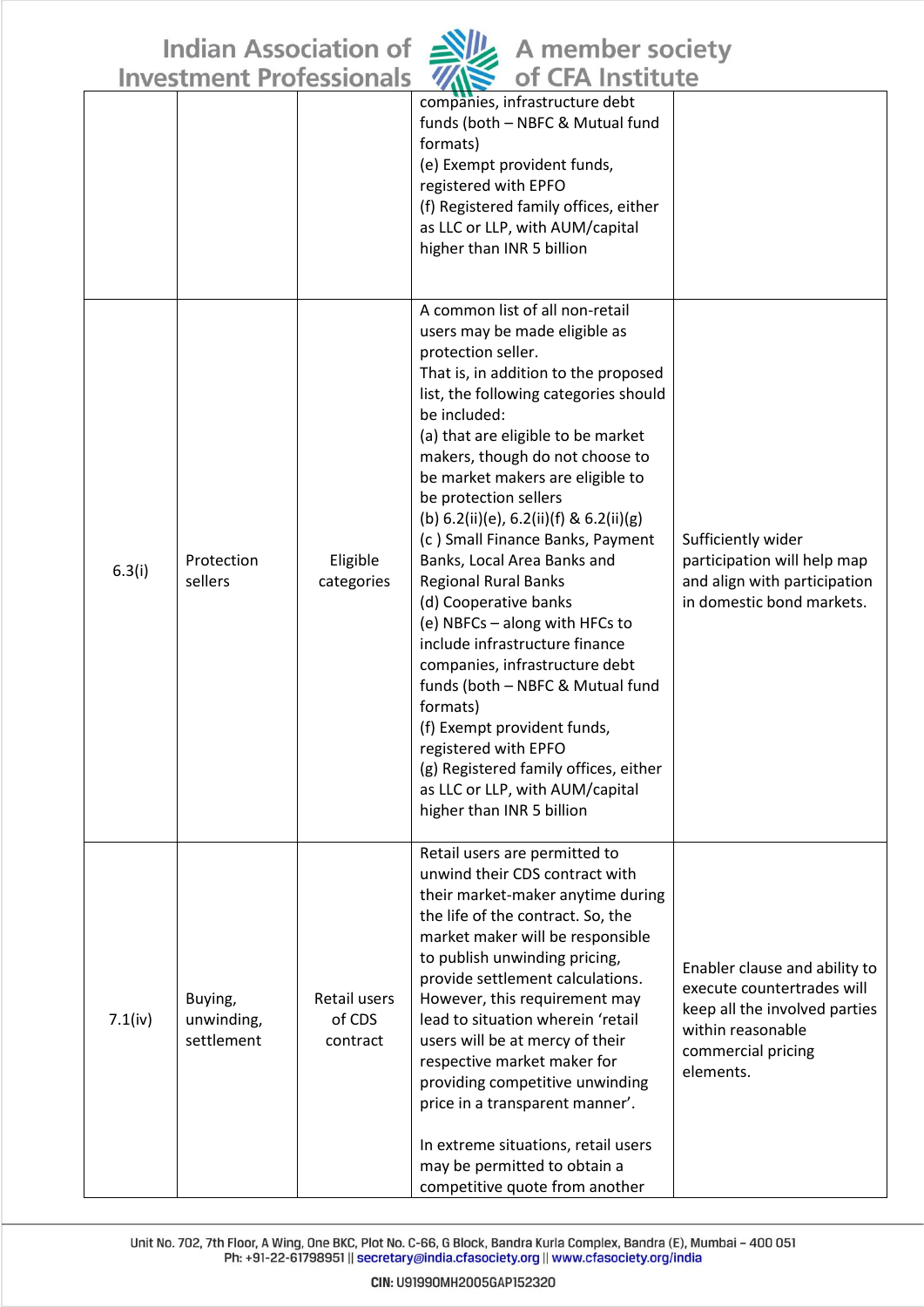| | | | | |
|---|---|---|---|---|
| | | | companies, infrastructure debt funds (both – NBFC & Mutual fund formats)<br>(e) Exempt provident funds, registered with EPFO<br>(f) Registered family offices, either as LLC or LLP, with AUM/capital higher than INR 5 billion | |
| 6.3(i) | Protection sellers | Eligible categories | A common list of all non-retail users may be made eligible as protection seller.<br>That is, in addition to the proposed list, the following categories should be included:<br>(a) that are eligible to be market makers, though do not choose to be market makers are eligible to be protection sellers<br>(b) 6.2(ii)(e), 6.2(ii)(f) & 6.2(ii)(g)<br>(c ) Small Finance Banks, Payment Banks, Local Area Banks and Regional Rural Banks<br>(d) Cooperative banks<br>(e) NBFCs – along with HFCs to include infrastructure finance companies, infrastructure debt funds (both – NBFC & Mutual fund formats)<br>(f) Exempt provident funds, registered with EPFO<br>(g) Registered family offices, either as LLC or LLP, with AUM/capital higher than INR 5 billion | Sufficiently wider participation will help map and align with participation in domestic bond markets. |
| 7.1(iv) | Buying, unwinding, settlement | Retail users of CDS contract | Retail users are permitted to unwind their CDS contract with their market-maker anytime during the life of the contract. So, the market maker will be responsible to publish unwinding pricing, provide settlement calculations. However, this requirement may lead to situation wherein 'retail users will be at mercy of their respective market maker for providing competitive unwinding price in a transparent manner'.<br><br>In extreme situations, retail users may be permitted to obtain a competitive quote from another | Enabler clause and ability to execute countertrades will keep all the involved parties within reasonable commercial pricing elements. |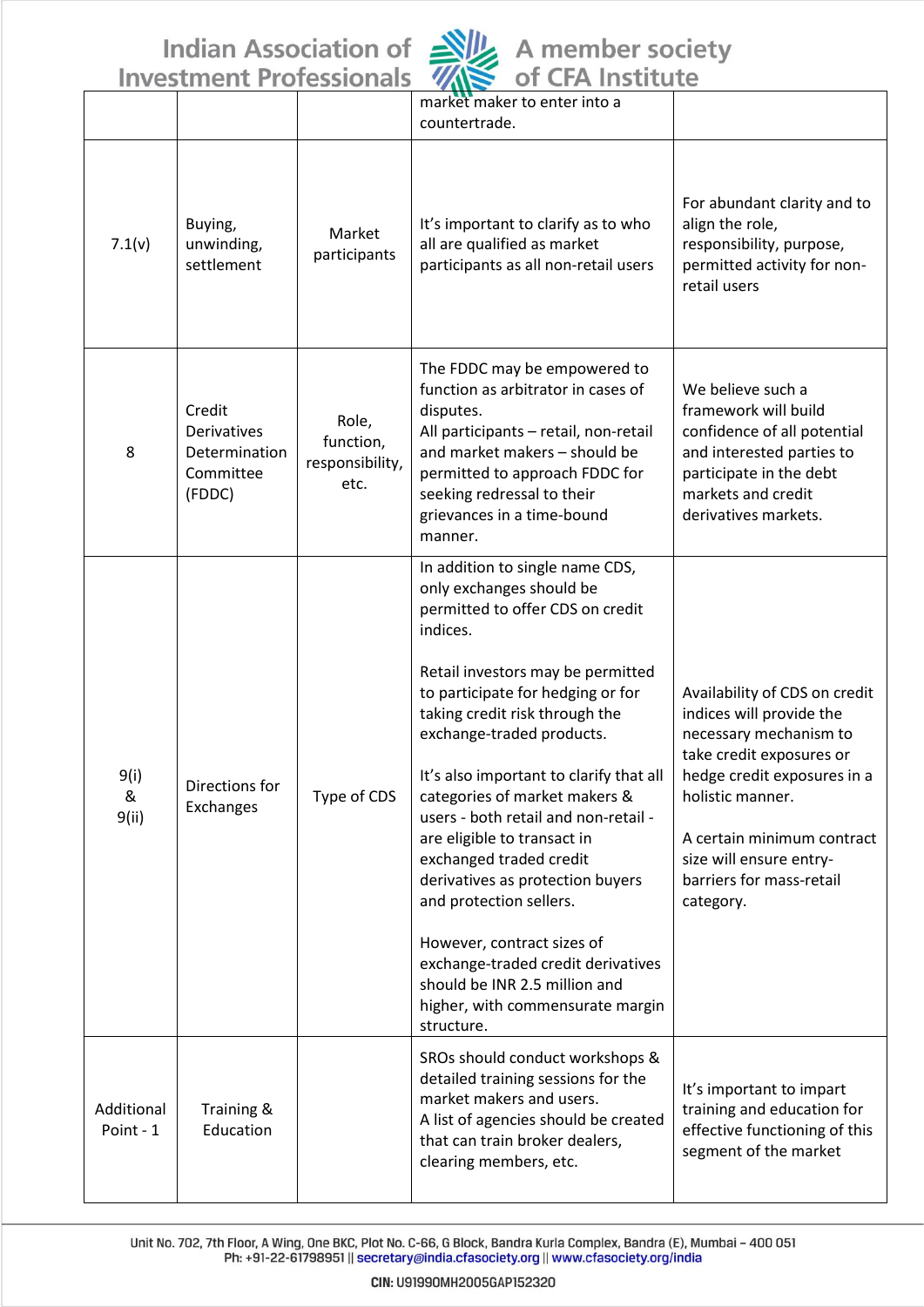| | | | market maker to enter into a countertrade. | |
|---|---|---|---|---|
| 7.1(v) | Buying, unwinding, settlement | Market participants | It's important to clarify as to who all are qualified as market participants as all non-retail users | For abundant clarity and to align the role, responsibility, purpose, permitted activity for non-retail users |
| 8 | Credit Derivatives Determination Committee (FDDC) | Role, function, responsibility, etc. | The FDDC may be empowered to function as arbitrator in cases of disputes.<br>All participants – retail, non-retail and market makers – should be permitted to approach FDDC for seeking redressal to their grievances in a time-bound manner. | We believe such a framework will build confidence of all potential and interested parties to participate in the debt markets and credit derivatives markets. |
| 9(i) & 9(ii) | Directions for Exchanges | Type of CDS | In addition to single name CDS, only exchanges should be permitted to offer CDS on credit indices.<br><br>Retail investors may be permitted to participate for hedging or for taking credit risk through the exchange-traded products.<br><br>It's also important to clarify that all categories of market makers & users - both retail and non-retail - are eligible to transact in exchanged traded credit derivatives as protection buyers and protection sellers.<br><br>However, contract sizes of exchange-traded credit derivatives should be INR 2.5 million and higher, with commensurate margin structure. | Availability of CDS on credit indices will provide the necessary mechanism to take credit exposures or hedge credit exposures in a holistic manner.<br><br>A certain minimum contract size will ensure entry-barriers for mass-retail category. |
| Additional Point - 1 | Training & Education | | SROs should conduct workshops & detailed training sessions for the market makers and users.<br>A list of agencies should be created that can train broker dealers, clearing members, etc. | It's important to impart training and education for effective functioning of this segment of the market |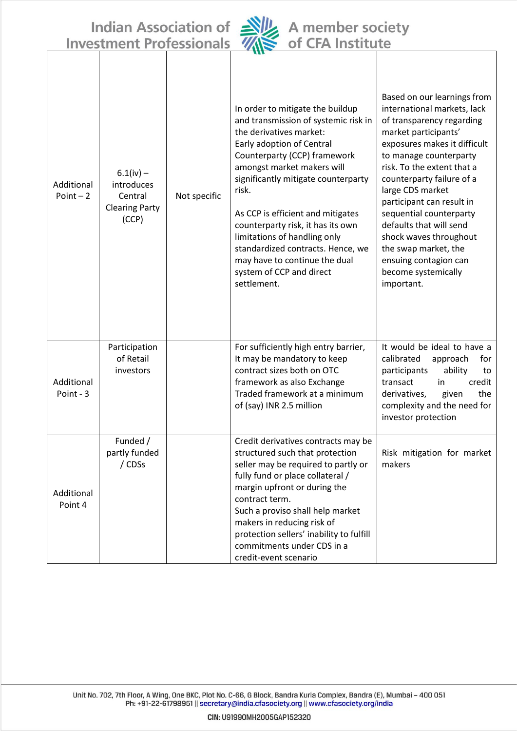| | | | | |
|---|---|---|---|---|
| Additional Point – 2 | 6.1(iv) – introduces Central Clearing Party (CCP) | Not specific | In order to mitigate the buildup and transmission of systemic risk in the derivatives market: Early adoption of Central Counterparty (CCP) framework amongst market makers will significantly mitigate counterparty risk.<br><br>As CCP is efficient and mitigates counterparty risk, it has its own limitations of handling only standardized contracts. Hence, we may have to continue the dual system of CCP and direct settlement. | Based on our learnings from international markets, lack of transparency regarding market participants' exposures makes it difficult to manage counterparty risk. To the extent that a counterparty failure of a large CDS market participant can result in sequential counterparty defaults that will send shock waves throughout the swap market, the ensuing contagion can become systemically important. |
| Additional Point - 3 | Participation of Retail investors | | For sufficiently high entry barrier, It may be mandatory to keep contract sizes both on OTC framework as also Exchange Traded framework at a minimum of (say) INR 2.5 million | It would be ideal to have a calibrated approach for participants ability to transact in credit derivatives, given the complexity and the need for investor protection |
| Additional Point 4 | Funded / partly funded / CDSs | | Credit derivatives contracts may be structured such that protection seller may be required to partly or fully fund or place collateral / margin upfront or during the contract term.<br>Such a proviso shall help market makers in reducing risk of protection sellers' inability to fulfill commitments under CDS in a credit-event scenario | Risk mitigation for market makers |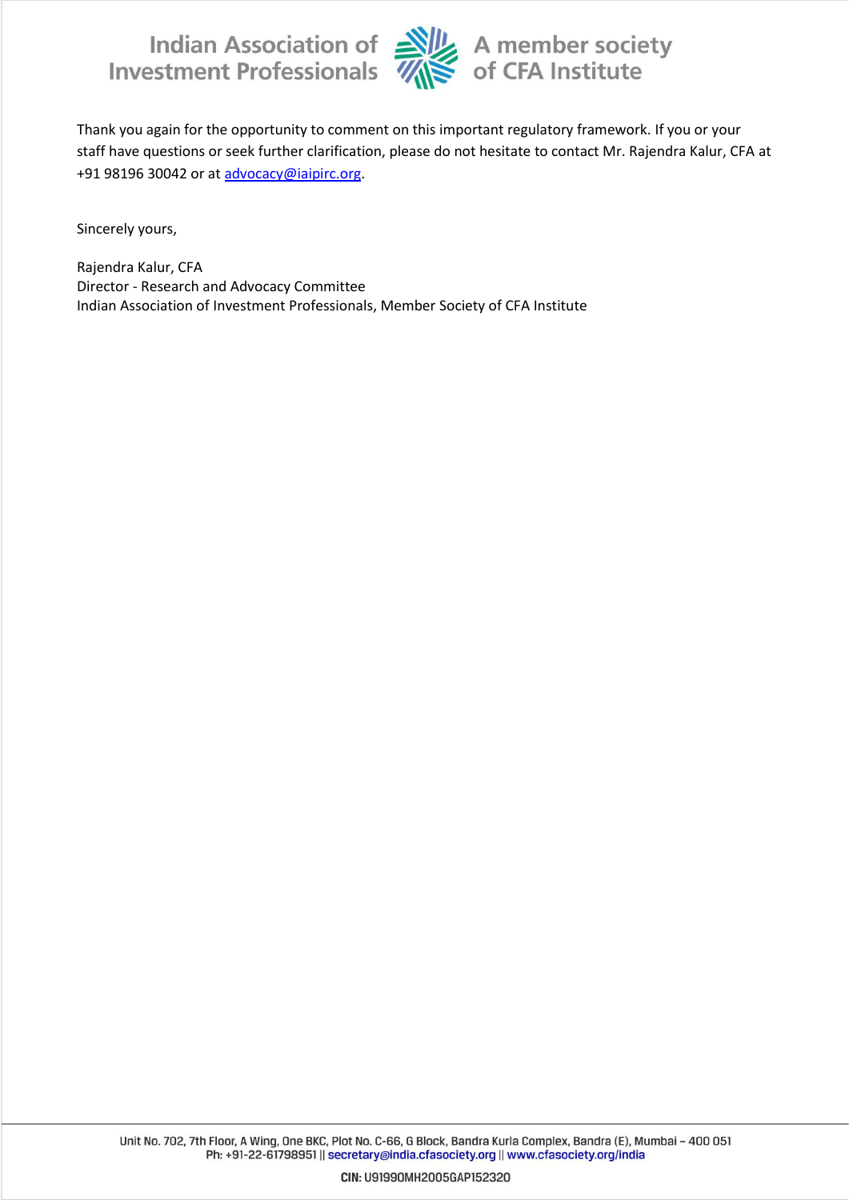Thank you again for the opportunity to comment on this important regulatory framework. If you or your staff have questions or seek further clarification, please do not hesitate to contact Mr. Rajendra Kalur, CFA at +91 98196 30042 or at advocacy@iaipirc.org.

Sincerely yours,

Rajendra Kalur, CFA  
Director - Research and Advocacy Committee  
Indian Association of Investment Professionals, Member Society of CFA Institute